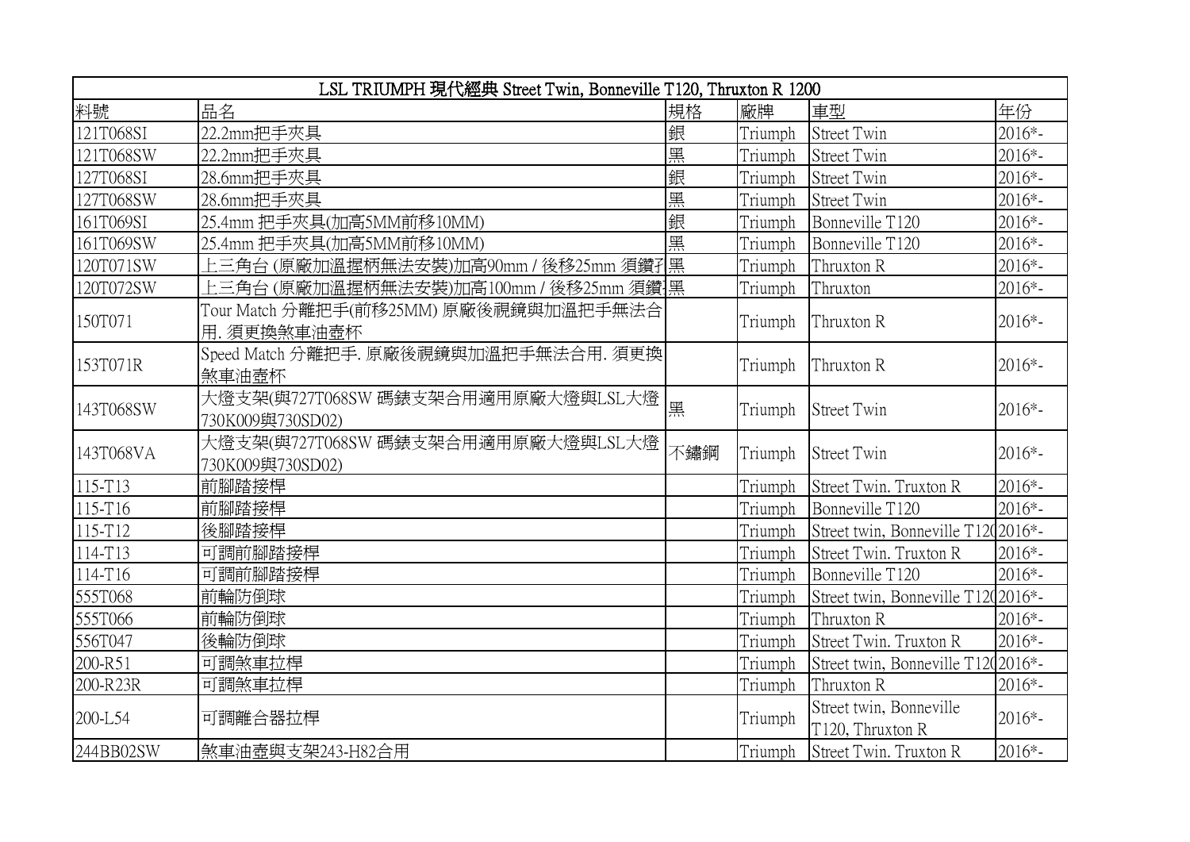| LSL TRIUMPH 現代經典 Street Twin, Bonneville T120, Thruxton R 1200 | | | | | |
|---|---|---|---|---|---|
| 料號 | 品名 | 規格 | 廠牌 | 車型 | 年份 |
| 121T068SI | 22.2mm把手夾具 | 銀 | Triumph | Street Twin | 2016*- |
| 121T068SW | 22.2mm把手夾具 | 黑 | Triumph | Street Twin | 2016*- |
| 127T068SI | 28.6mm把手夾具 | 銀 | Triumph | Street Twin | 2016*- |
| 127T068SW | 28.6mm把手夾具 | 黑 | Triumph | Street Twin | 2016*- |
| 161T069SI | 25.4mm 把手夾具(加高5MM前移10MM) | 銀 | Triumph | Bonneville T120 | 2016*- |
| 161T069SW | 25.4mm 把手夾具(加高5MM前移10MM) | 黑 | Triumph | Bonneville T120 | 2016*- |
| 120T071SW | 上三角台 (原廠加溫握柄無法安裝)加高90mm / 後移25mm 須鑽孔 | 黑 | Triumph | Thruxton R | 2016*- |
| 120T072SW | 上三角台 (原廠加溫握柄無法安裝)加高100mm / 後移25mm 須鑽 | 黑 | Triumph | Thruxton | 2016*- |
| 150T071 | Tour Match 分離把手(前移25MM) 原廠後視鏡與加溫把手無法合用. 須更換煞車油壺杯 | | Triumph | Thruxton R | 2016*- |
| 153T071R | Speed Match 分離把手. 原廠後視鏡與加溫把手無法合用. 須更換煞車油壺杯 | | Triumph | Thruxton R | 2016*- |
| 143T068SW | 大燈支架(與727T068SW 碼錶支架合用適用原廠大燈與LSL大燈730K009與730SD02) | 黑 | Triumph | Street Twin | 2016*- |
| 143T068VA | 大燈支架(與727T068SW 碼錶支架合用適用原廠大燈與LSL大燈730K009與730SD02) | 不鏽鋼 | Triumph | Street Twin | 2016*- |
| 115-T13 | 前腳踏接桿 | | Triumph | Street Twin. Truxton R | 2016*- |
| 115-T16 | 前腳踏接桿 | | Triumph | Bonneville T120 | 2016*- |
| 115-T12 | 後腳踏接桿 | | Triumph | Street twin, Bonneville T120 | 2016*- |
| 114-T13 | 可調前腳踏接桿 | | Triumph | Street Twin. Truxton R | 2016*- |
| 114-T16 | 可調前腳踏接桿 | | Triumph | Bonneville T120 | 2016*- |
| 555T068 | 前輪防倒球 | | Triumph | Street twin, Bonneville T120 | 2016*- |
| 555T066 | 前輪防倒球 | | Triumph | Thruxton R | 2016*- |
| 556T047 | 後輪防倒球 | | Triumph | Street Twin. Truxton R | 2016*- |
| 200-R51 | 可調煞車拉桿 | | Triumph | Street twin, Bonneville T120 | 2016*- |
| 200-R23R | 可調煞車拉桿 | | Triumph | Thruxton R | 2016*- |
| 200-L54 | 可調離合器拉桿 | | Triumph | Street twin, Bonneville T120, Thruxton R | 2016*- |
| 244BB02SW | 煞車油壺與支架243-H82合用 | | Triumph | Street Twin. Truxton R | 2016*- |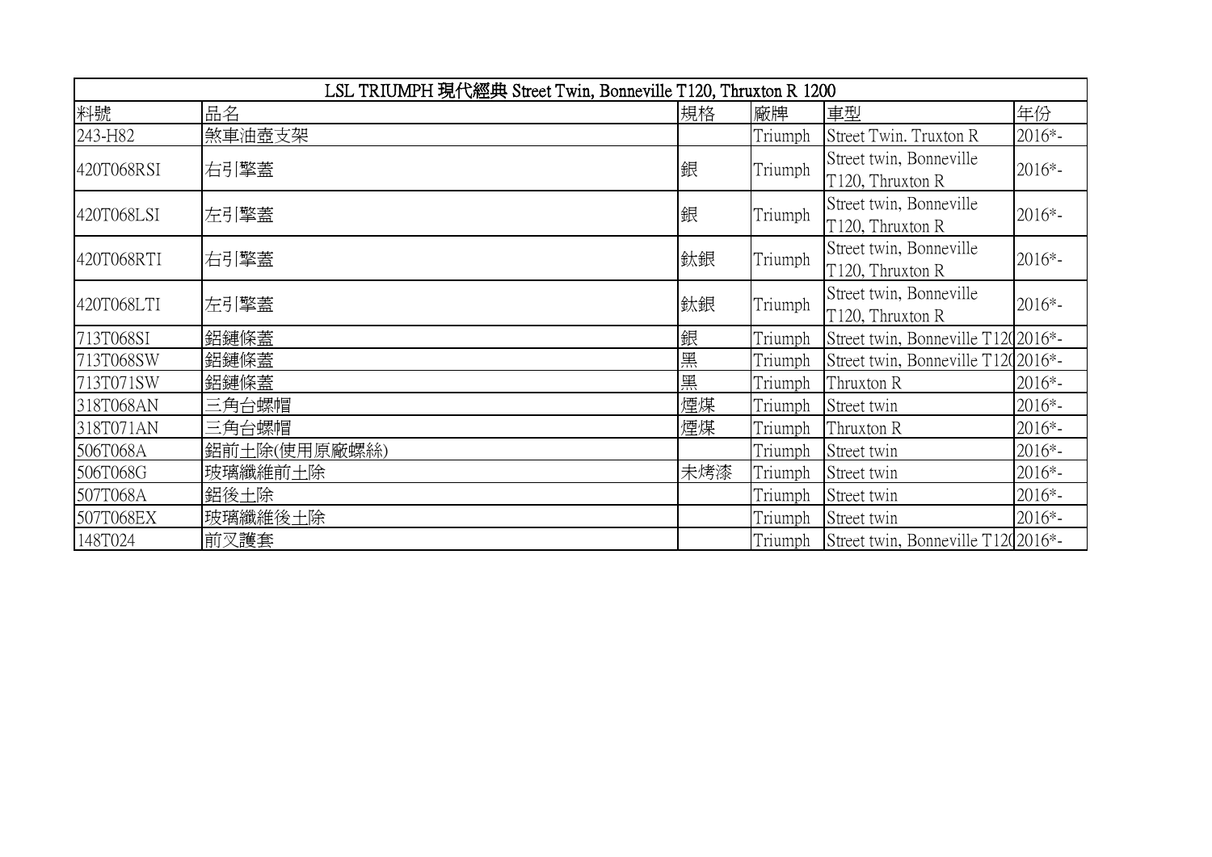| LSL TRIUMPH 現代經典 Street Twin, Bonneville T120, Thruxton R 1200 | | | | | |
|---|---|---|---|---|---|
| 料號 | 品名 | 規格 | 廠牌 | 車型 | 年份 |
| 243-H82 | 煞車油壺支架 | | Triumph | Street Twin. Truxton R | 2016*- |
| 420T068RSI | 右引擎蓋 | 銀 | Triumph | Street twin, Bonneville T120, Thruxton R | 2016*- |
| 420T068LSI | 左引擎蓋 | 銀 | Triumph | Street twin, Bonneville T120, Thruxton R | 2016*- |
| 420T068RTI | 右引擎蓋 | 鈦銀 | Triumph | Street twin, Bonneville T120, Thruxton R | 2016*- |
| 420T068LTI | 左引擎蓋 | 鈦銀 | Triumph | Street twin, Bonneville T120, Thruxton R | 2016*- |
| 713T068SI | 鋁鏈條蓋 | 銀 | Triumph | Street twin, Bonneville T120 | 2016*- |
| 713T068SW | 鋁鏈條蓋 | 黑 | Triumph | Street twin, Bonneville T120 | 2016*- |
| 713T071SW | 鋁鏈條蓋 | 黑 | Triumph | Thruxton R | 2016*- |
| 318T068AN | 三角台螺帽 | 煙煤 | Triumph | Street twin | 2016*- |
| 318T071AN | 三角台螺帽 | 煙煤 | Triumph | Thruxton R | 2016*- |
| 506T068A | 鋁前土除(使用原廠螺絲) | | Triumph | Street twin | 2016*- |
| 506T068G | 玻璃纖維前土除 | 未烤漆 | Triumph | Street twin | 2016*- |
| 507T068A | 鋁後土除 | | Triumph | Street twin | 2016*- |
| 507T068EX | 玻璃纖維後土除 | | Triumph | Street twin | 2016*- |
| 148T024 | 前叉護套 | | Triumph | Street twin, Bonneville T120 | 2016*- |